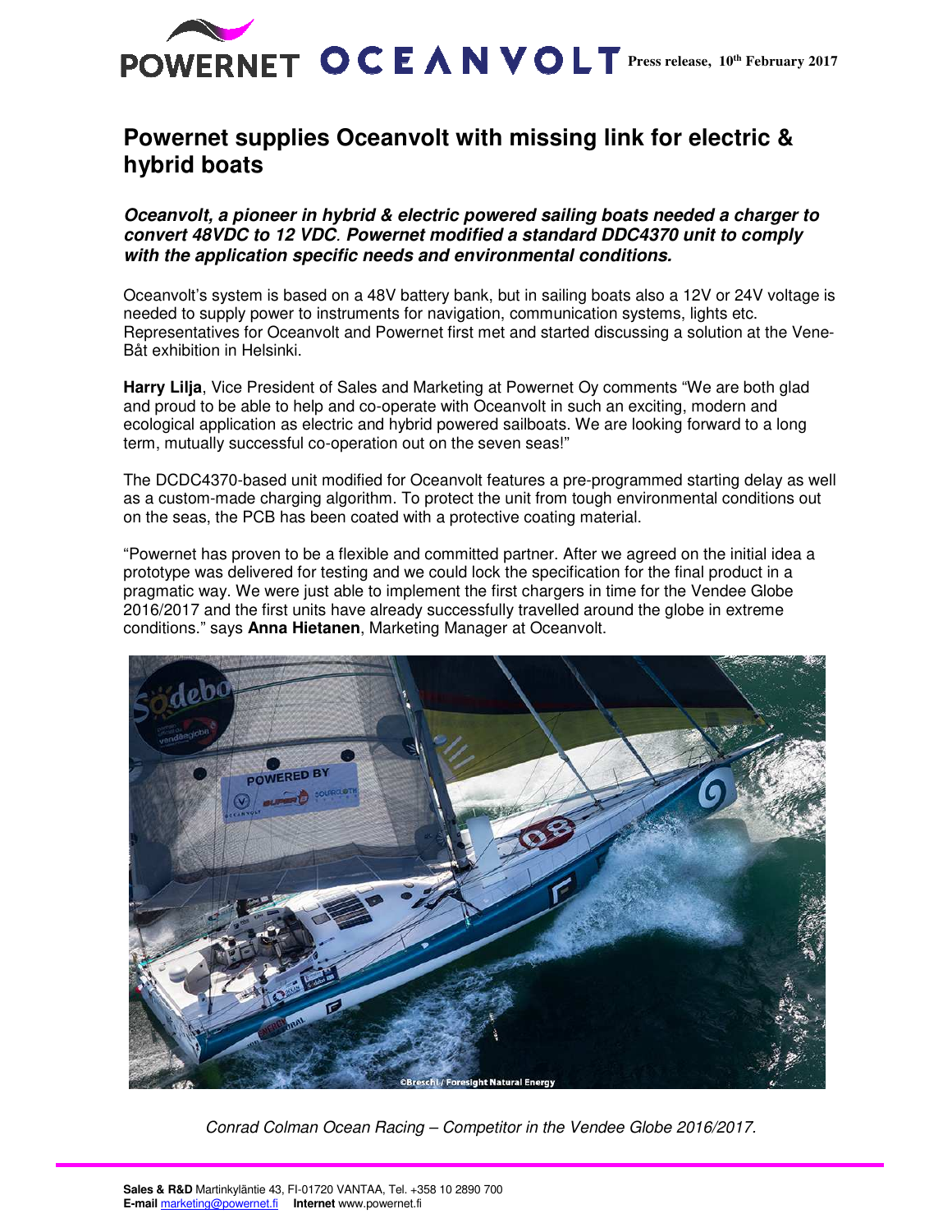POWERNET OCEANVOLT **Press release, 10th February 2017**

# Powernet supplies Oceanvolt with missing link for electric & hybrid boats

***Oceanvolt, a pioneer in hybrid & electric powered sailing boats needed a charger to convert 48VDC to 12 VDC. Powernet modified a standard DDC4370 unit to comply with the application specific needs and environmental conditions.***

Oceanvolt's system is based on a 48V battery bank, but in sailing boats also a 12V or 24V voltage is needed to supply power to instruments for navigation, communication systems, lights etc. Representatives for Oceanvolt and Powernet first met and started discussing a solution at the Vene-Båt exhibition in Helsinki.

**Harry Lilja**, Vice President of Sales and Marketing at Powernet Oy comments "We are both glad and proud to be able to help and co-operate with Oceanvolt in such an exciting, modern and ecological application as electric and hybrid powered sailboats. We are looking forward to a long term, mutually successful co-operation out on the seven seas!"

The DCDC4370-based unit modified for Oceanvolt features a pre-programmed starting delay as well as a custom-made charging algorithm. To protect the unit from tough environmental conditions out on the seas, the PCB has been coated with a protective coating material.

"Powernet has proven to be a flexible and committed partner. After we agreed on the initial idea a prototype was delivered for testing and we could lock the specification for the final product in a pragmatic way. We were just able to implement the first chargers in time for the Vendee Globe 2016/2017 and the first units have already successfully travelled around the globe in extreme conditions." says **Anna Hietanen**, Marketing Manager at Oceanvolt.

©Breschi / Foresight Natural Energy

*Conrad Colman Ocean Racing – Competitor in the Vendee Globe 2016/2017.*

**Sales & R&D** Martinkyläntie 43, FI-01720 VANTAA, Tel. +358 10 2890 700
**E-mail** marketing@powernet.fi **Internet** www.powernet.fi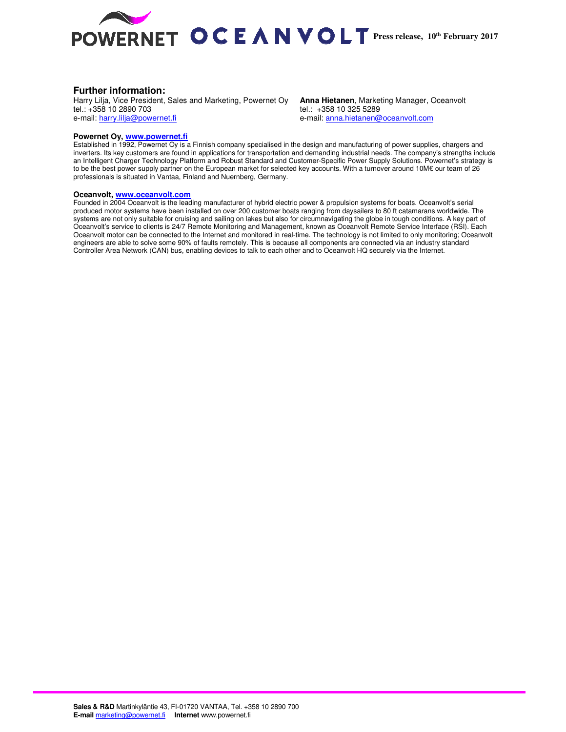**Further information:**

Harry Lilja, Vice President, Sales and Marketing, Powernet Oy
tel.: +358 10 2890 703
e-mail: harry.lilja@powernet.fi

**Anna Hietanen**, Marketing Manager, Oceanvolt
tel.: +358 10 325 5289
e-mail: anna.hietanen@oceanvolt.com

**Powernet Oy, www.powernet.fi**

Established in 1992, Powernet Oy is a Finnish company specialised in the design and manufacturing of power supplies, chargers and inverters. Its key customers are found in applications for transportation and demanding industrial needs. The company's strengths include an Intelligent Charger Technology Platform and Robust Standard and Customer-Specific Power Supply Solutions. Powernet's strategy is to be the best power supply partner on the European market for selected key accounts. With a turnover around 10M€ our team of 26 professionals is situated in Vantaa, Finland and Nuernberg, Germany.

**Oceanvolt, www.oceanvolt.com**

Founded in 2004 Oceanvolt is the leading manufacturer of hybrid electric power & propulsion systems for boats. Oceanvolt's serial produced motor systems have been installed on over 200 customer boats ranging from daysailers to 80 ft catamarans worldwide. The systems are not only suitable for cruising and sailing on lakes but also for circumnavigating the globe in tough conditions. A key part of Oceanvolt's service to clients is 24/7 Remote Monitoring and Management, known as Oceanvolt Remote Service Interface (RSI). Each Oceanvolt motor can be connected to the Internet and monitored in real-time. The technology is not limited to only monitoring; Oceanvolt engineers are able to solve some 90% of faults remotely. This is because all components are connected via an industry standard Controller Area Network (CAN) bus, enabling devices to talk to each other and to Oceanvolt HQ securely via the Internet.